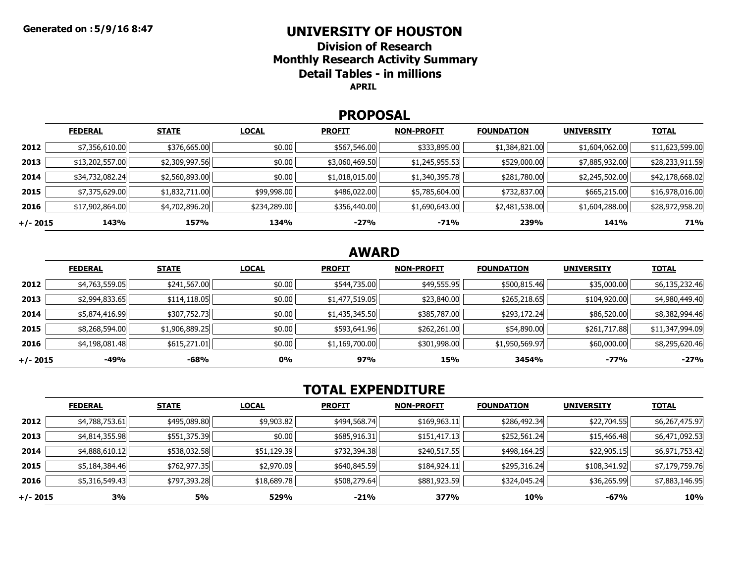**Generated on :5/9/16 8:47**

# UNIVERSITY OF HOUSTON

## Division of Research

## Monthly Research Activity Summary

## Detail Tables - in millions

**APRIL**

## PROPOSAL

| | FEDERAL | STATE | LOCAL | PROFIT | NON-PROFIT | FOUNDATION | UNIVERSITY | TOTAL |
|---|---|---|---|---|---|---|---|---|
| **2012** | $7,356,610.00 | $376,665.00 | $0.00 | $567,546.00 | $333,895.00 | $1,384,821.00 | $1,604,062.00 | $11,623,599.00 |
| **2013** | $13,202,557.00 | $2,309,997.56 | $0.00 | $3,060,469.50 | $1,245,955.53 | $529,000.00 | $7,885,932.00 | $28,233,911.59 |
| **2014** | $34,732,082.24 | $2,560,893.00 | $0.00 | $1,018,015.00 | $1,340,395.78 | $281,780.00 | $2,245,502.00 | $42,178,668.02 |
| **2015** | $7,375,629.00 | $1,832,711.00 | $99,998.00 | $486,022.00 | $5,785,604.00 | $732,837.00 | $665,215.00 | $16,978,016.00 |
| **2016** | $17,902,864.00 | $4,702,896.20 | $234,289.00 | $356,440.00 | $1,690,643.00 | $2,481,538.00 | $1,604,288.00 | $28,972,958.20 |
| **+/- 2015** | **143%** | **157%** | **134%** | **-27%** | **-71%** | **239%** | **141%** | **71%** |

## AWARD

| | FEDERAL | STATE | LOCAL | PROFIT | NON-PROFIT | FOUNDATION | UNIVERSITY | TOTAL |
|---|---|---|---|---|---|---|---|---|
| **2012** | $4,763,559.05 | $241,567.00 | $0.00 | $544,735.00 | $49,555.95 | $500,815.46 | $35,000.00 | $6,135,232.46 |
| **2013** | $2,994,833.65 | $114,118.05 | $0.00 | $1,477,519.05 | $23,840.00 | $265,218.65 | $104,920.00 | $4,980,449.40 |
| **2014** | $5,874,416.99 | $307,752.73 | $0.00 | $1,435,345.50 | $385,787.00 | $293,172.24 | $86,520.00 | $8,382,994.46 |
| **2015** | $8,268,594.00 | $1,906,889.25 | $0.00 | $593,641.96 | $262,261.00 | $54,890.00 | $261,717.88 | $11,347,994.09 |
| **2016** | $4,198,081.48 | $615,271.01 | $0.00 | $1,169,700.00 | $301,998.00 | $1,950,569.97 | $60,000.00 | $8,295,620.46 |
| **+/- 2015** | **-49%** | **-68%** | **0%** | **97%** | **15%** | **3454%** | **-77%** | **-27%** |

## TOTAL EXPENDITURE

| | FEDERAL | STATE | LOCAL | PROFIT | NON-PROFIT | FOUNDATION | UNIVERSITY | TOTAL |
|---|---|---|---|---|---|---|---|---|
| **2012** | $4,788,753.61 | $495,089.80 | $9,903.82 | $494,568.74 | $169,963.11 | $286,492.34 | $22,704.55 | $6,267,475.97 |
| **2013** | $4,814,355.98 | $551,375.39 | $0.00 | $685,916.31 | $151,417.13 | $252,561.24 | $15,466.48 | $6,471,092.53 |
| **2014** | $4,888,610.12 | $538,032.58 | $51,129.39 | $732,394.38 | $240,517.55 | $498,164.25 | $22,905.15 | $6,971,753.42 |
| **2015** | $5,184,384.46 | $762,977.35 | $2,970.09 | $640,845.59 | $184,924.11 | $295,316.24 | $108,341.92 | $7,179,759.76 |
| **2016** | $5,316,549.43 | $797,393.28 | $18,689.78 | $508,279.64 | $881,923.59 | $324,045.24 | $36,265.99 | $7,883,146.95 |
| **+/- 2015** | **3%** | **5%** | **529%** | **-21%** | **377%** | **10%** | **-67%** | **10%** |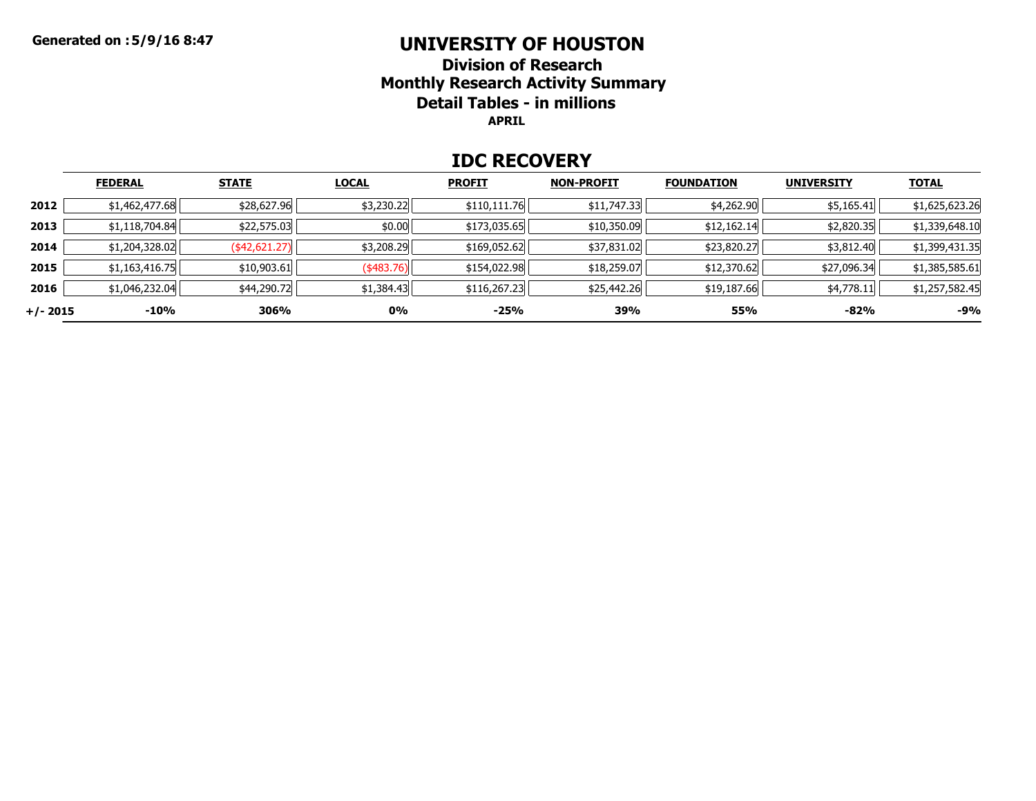Generated on :5/9/16 8:47

# UNIVERSITY OF HOUSTON

## Division of Research

## Monthly Research Activity Summary

## Detail Tables - in millions

**APRIL**

## IDC RECOVERY

| | FEDERAL | STATE | LOCAL | PROFIT | NON-PROFIT | FOUNDATION | UNIVERSITY | TOTAL |
|---|---|---|---|---|---|---|---|---|
| **2012** | $1,462,477.68 | $28,627.96 | $3,230.22 | $110,111.76 | $11,747.33 | $4,262.90 | $5,165.41 | $1,625,623.26 |
| **2013** | $1,118,704.84 | $22,575.03 | $0.00 | $173,035.65 | $10,350.09 | $12,162.14 | $2,820.35 | $1,339,648.10 |
| **2014** | $1,204,328.02 | ($42,621.27) | $3,208.29 | $169,052.62 | $37,831.02 | $23,820.27 | $3,812.40 | $1,399,431.35 |
| **2015** | $1,163,416.75 | $10,903.61 | ($483.76) | $154,022.98 | $18,259.07 | $12,370.62 | $27,096.34 | $1,385,585.61 |
| **2016** | $1,046,232.04 | $44,290.72 | $1,384.43 | $116,267.23 | $25,442.26 | $19,187.66 | $4,778.11 | $1,257,582.45 |
| **+/- 2015** | **-10%** | **306%** | **0%** | **-25%** | **39%** | **55%** | **-82%** | **-9%** |